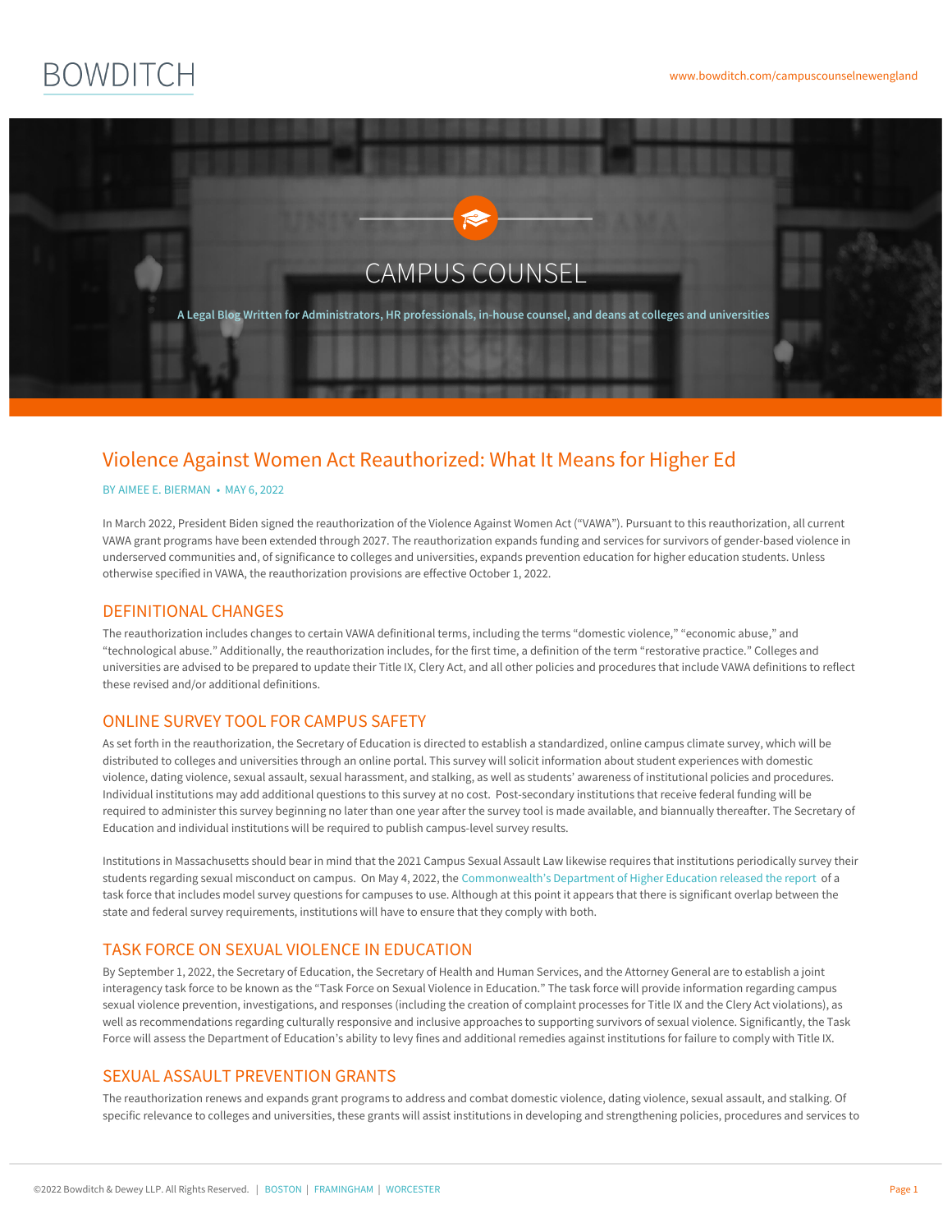BOWDITCH

www.bowditch.com/campuscounselnewengland

# CAMPUS COUNSEL

A Legal Blog Written for Administrators, HR professionals, in-house counsel, and deans at colleges and universities

## Violence Against Women Act Reauthorized: What It Means for Higher Ed

BY AIMEE E. BIERMAN • MAY 6, 2022

In March 2022, President Biden signed the reauthorization of the Violence Against Women Act ("VAWA"). Pursuant to this reauthorization, all current VAWA grant programs have been extended through 2027. The reauthorization expands funding and services for survivors of gender-based violence in underserved communities and, of significance to colleges and universities, expands prevention education for higher education students. Unless otherwise specified in VAWA, the reauthorization provisions are effective October 1, 2022.

### DEFINITIONAL CHANGES

The reauthorization includes changes to certain VAWA definitional terms, including the terms "domestic violence," "economic abuse," and "technological abuse." Additionally, the reauthorization includes, for the first time, a definition of the term "restorative practice." Colleges and universities are advised to be prepared to update their Title IX, Clery Act, and all other policies and procedures that include VAWA definitions to reflect these revised and/or additional definitions.

### ONLINE SURVEY TOOL FOR CAMPUS SAFETY

As set forth in the reauthorization, the Secretary of Education is directed to establish a standardized, online campus climate survey, which will be distributed to colleges and universities through an online portal. This survey will solicit information about student experiences with domestic violence, dating violence, sexual assault, sexual harassment, and stalking, as well as students' awareness of institutional policies and procedures. Individual institutions may add additional questions to this survey at no cost. Post-secondary institutions that receive federal funding will be required to administer this survey beginning no later than one year after the survey tool is made available, and biannually thereafter. The Secretary of Education and individual institutions will be required to publish campus-level survey results.

Institutions in Massachusetts should bear in mind that the 2021 Campus Sexual Assault Law likewise requires that institutions periodically survey their students regarding sexual misconduct on campus. On May 4, 2022, the Commonwealth's Department of Higher Education released the report of a task force that includes model survey questions for campuses to use. Although at this point it appears that there is significant overlap between the state and federal survey requirements, institutions will have to ensure that they comply with both.

### TASK FORCE ON SEXUAL VIOLENCE IN EDUCATION

By September 1, 2022, the Secretary of Education, the Secretary of Health and Human Services, and the Attorney General are to establish a joint interagency task force to be known as the "Task Force on Sexual Violence in Education." The task force will provide information regarding campus sexual violence prevention, investigations, and responses (including the creation of complaint processes for Title IX and the Clery Act violations), as well as recommendations regarding culturally responsive and inclusive approaches to supporting survivors of sexual violence. Significantly, the Task Force will assess the Department of Education's ability to levy fines and additional remedies against institutions for failure to comply with Title IX.

### SEXUAL ASSAULT PREVENTION GRANTS

The reauthorization renews and expands grant programs to address and combat domestic violence, dating violence, sexual assault, and stalking. Of specific relevance to colleges and universities, these grants will assist institutions in developing and strengthening policies, procedures and services to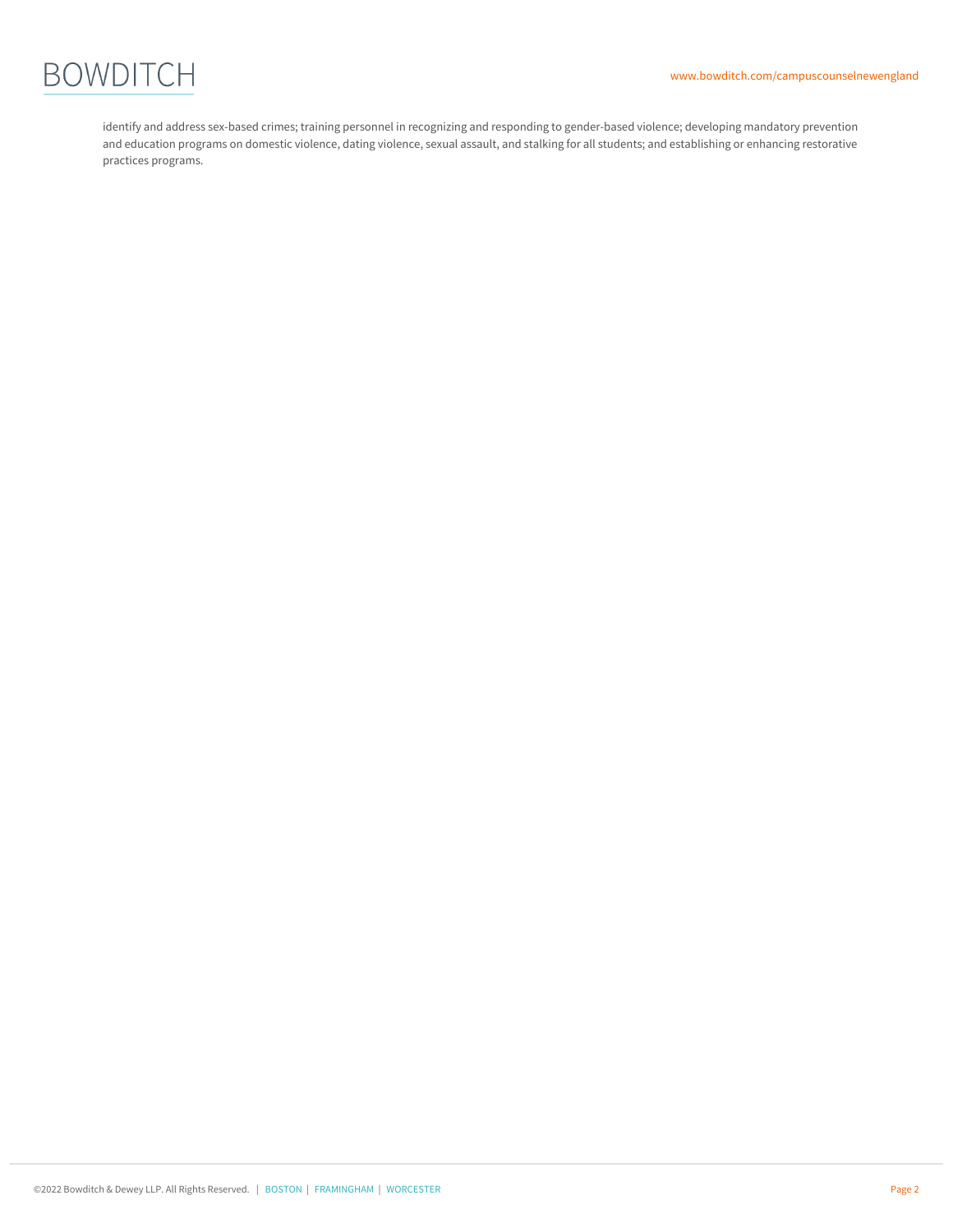identify and address sex-based crimes; training personnel in recognizing and responding to gender-based violence; developing mandatory prevention and education programs on domestic violence, dating violence, sexual assault, and stalking for all students; and establishing or enhancing restorative practices programs.